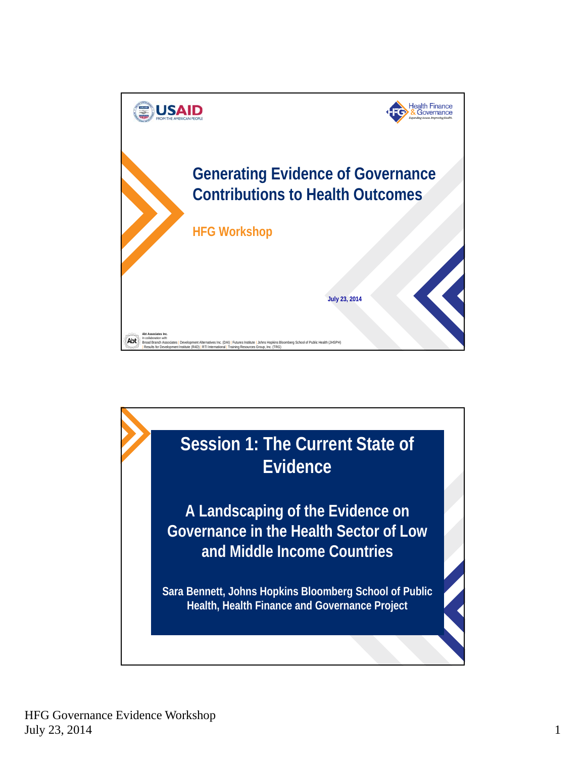USAID
FROM THE AMERICAN PEOPLE

Health Finance & Governance
Expanding Access. Improving Health.

# Generating Evidence of Governance Contributions to Health Outcomes

## HFG Workshop

July 23, 2014

Abt Associates Inc.
In collaboration with:
Broad Branch Associates | Development Alternatives Inc. (DAI) | Futures Institute | Johns Hopkins Bloomberg School of Public Health (JHSPH) | Results for Development Institute (R4D) | RTI International | Training Resources Group, Inc. (TRG)

# Session 1: The Current State of Evidence

## A Landscaping of the Evidence on Governance in the Health Sector of Low and Middle Income Countries

**Sara Bennett, Johns Hopkins Bloomberg School of Public Health, Health Finance and Governance Project**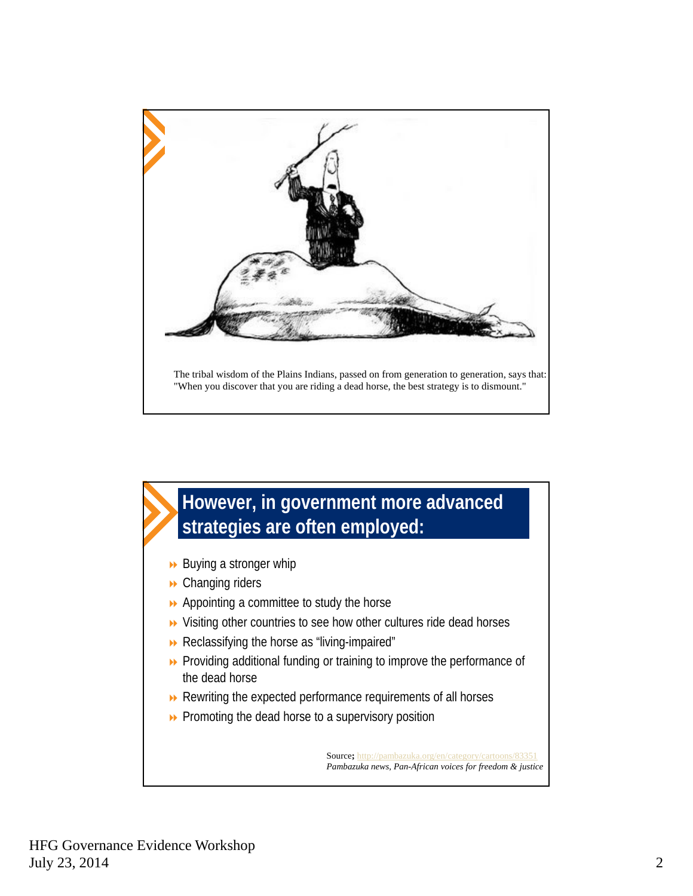The tribal wisdom of the Plains Indians, passed on from generation to generation, says that: "When you discover that you are riding a dead horse, the best strategy is to dismount."

## However, in government more advanced strategies are often employed:

- Buying a stronger whip
- Changing riders
- Appointing a committee to study the horse
- Visiting other countries to see how other cultures ride dead horses
- Reclassifying the horse as "living-impaired"
- Providing additional funding or training to improve the performance of the dead horse
- Rewriting the expected performance requirements of all horses
- Promoting the dead horse to a supervisory position

Source; http://pambazuka.org/en/category/cartoons/83351
*Pambazuka news, Pan-African voices for freedom & justice*

HFG Governance Evidence Workshop
July 23, 2014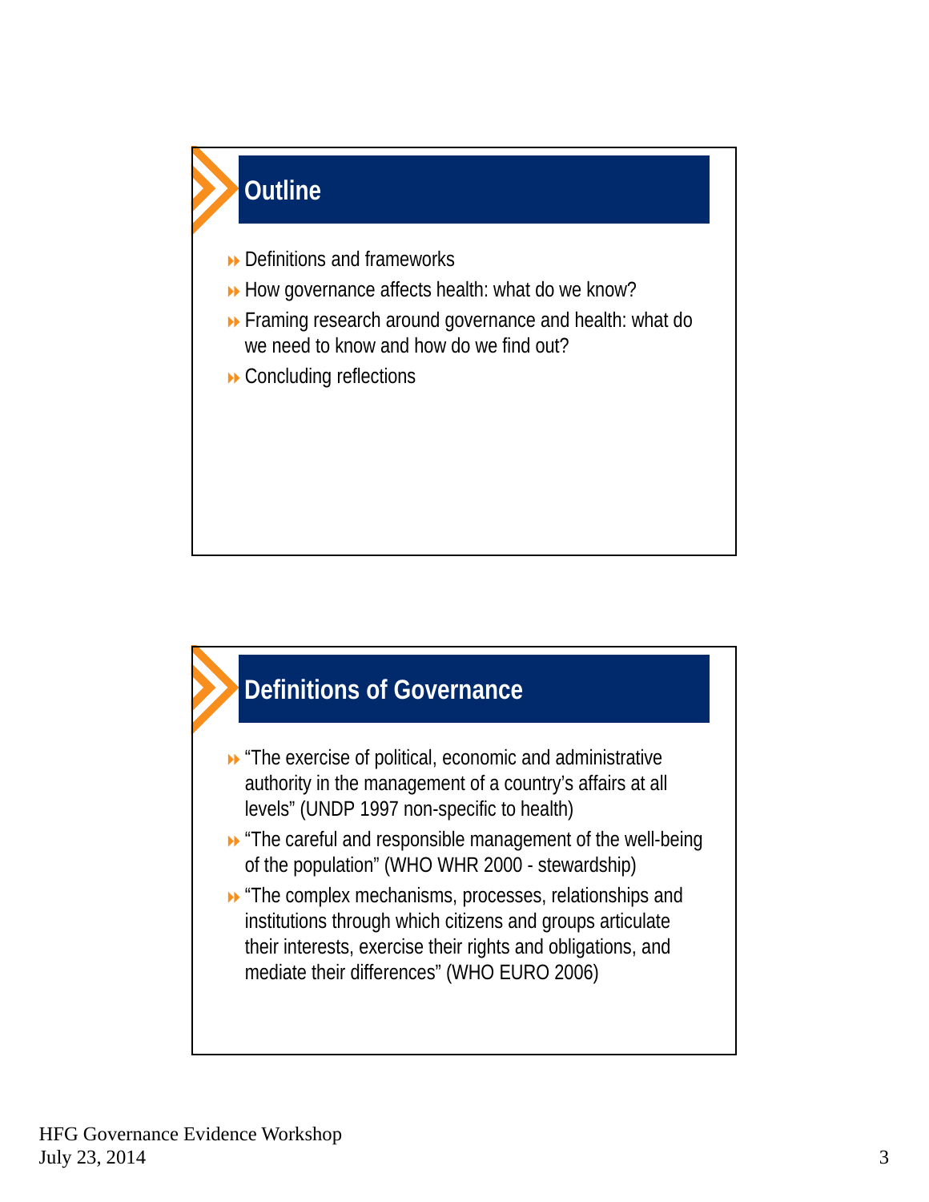## Outline

- Definitions and frameworks
- How governance affects health: what do we know?
- Framing research around governance and health: what do we need to know and how do we find out?
- Concluding reflections

## Definitions of Governance

- "The exercise of political, economic and administrative authority in the management of a country's affairs at all levels" (UNDP 1997 non-specific to health)
- "The careful and responsible management of the well-being of the population" (WHO WHR 2000 - stewardship)
- "The complex mechanisms, processes, relationships and institutions through which citizens and groups articulate their interests, exercise their rights and obligations, and mediate their differences" (WHO EURO 2006)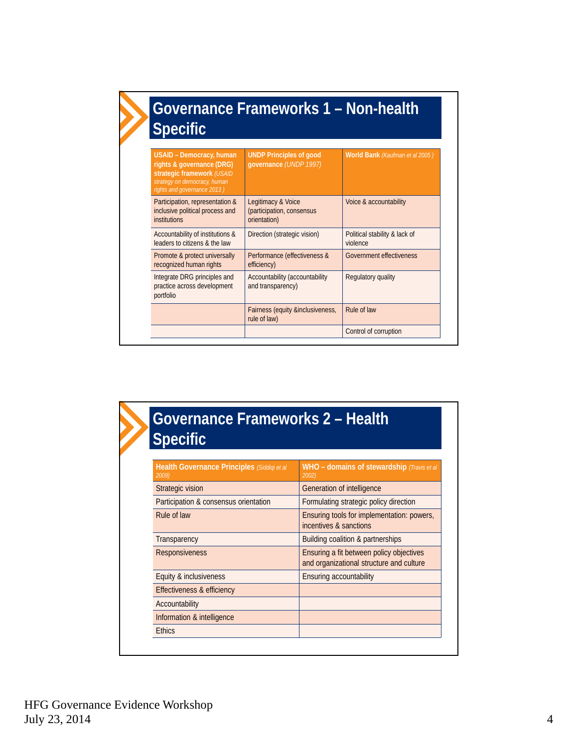# Governance Frameworks 1 – Non-health Specific

| **USAID – Democracy, human rights & governance (DRG) strategic framework** *(USAID strategy on democracy, human rights and governance 2013 )* | **UNDP Principles of good governance** *(UNDP 1997)* | **World Bank** *(Kaufman et al 2005 )* |
|---|---|---|
| Participation, representation & inclusive political process and institutions | Legitimacy & Voice (participation, consensus orientation) | Voice & accountability |
| Accountability of institutions & leaders to citizens & the law | Direction (strategic vision) | Political stability & lack of violence |
| Promote & protect universally recognized human rights | Performance (effectiveness & efficiency) | Government effectiveness |
| Integrate DRG principles and practice across development portfolio | Accountability (accountability and transparency) | Regulatory quality |
| | Fairness (equity &inclusiveness, rule of law) | Rule of law |
| | | Control of corruption |

# Governance Frameworks 2 – Health Specific

| **Health Governance Principles** *(Siddiqi et al 2009)* | **WHO – domains of stewardship** *(Travis et al 2002)* |
|---|---|
| Strategic vision | Generation of intelligence |
| Participation & consensus orientation | Formulating strategic policy direction |
| Rule of law | Ensuring tools for implementation: powers, incentives & sanctions |
| Transparency | Building coalition & partnerships |
| Responsiveness | Ensuring a fit between policy objectives and organizational structure and culture |
| Equity & inclusiveness | Ensuring accountability |
| Effectiveness & efficiency | |
| Accountability | |
| Information & intelligence | |
| Ethics | |

HFG Governance Evidence Workshop
July 23, 2014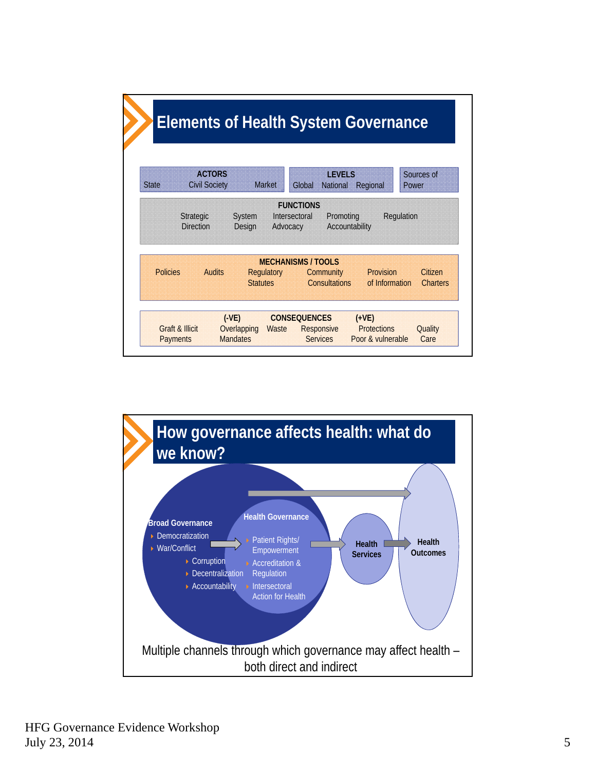## Elements of Health System Governance

| ACTORS | LEVELS | Sources of Power |
|---|---|---|
| State, Civil Society, Market | Global, National, Regional | |

**FUNCTIONS**

Strategic Direction | System Design | Intersectoral Advocacy | Promoting Accountability | Regulation

**MECHANISMS / TOOLS**

Policies | Audits | Regulatory Statutes | Community Consultations | Provision of Information | Citizen Charters

**CONSEQUENCES**

(-VE): Graft & Illicit Payments | Overlapping Mandates | Waste

(+VE): Responsive Services | Protections Poor & vulnerable | Quality Care

## How governance affects health: what do we know?

**Broad Governance**

- Democratization
- War/Conflict
- Corruption
- Decentralization
- Accountability

**Health Governance**

- Patient Rights/ Empowerment
- Accreditation & Regulation
- Intersectoral Action for Health

**Health Services**

**Health Outcomes**

Multiple channels through which governance may affect health – both direct and indirect

HFG Governance Evidence Workshop
July 23, 2014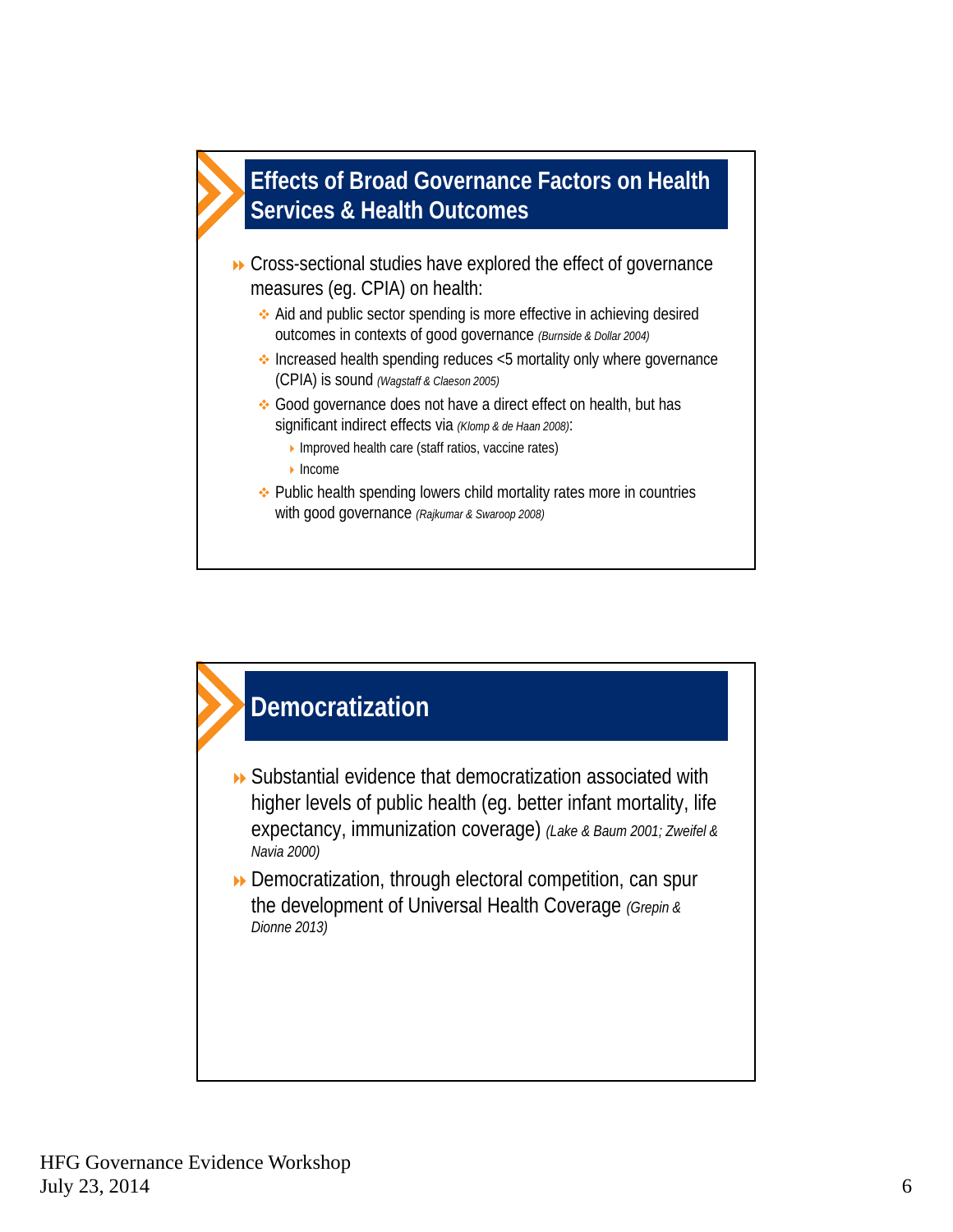## Effects of Broad Governance Factors on Health Services & Health Outcomes

- Cross-sectional studies have explored the effect of governance measures (eg. CPIA) on health:
  - Aid and public sector spending is more effective in achieving desired outcomes in contexts of good governance *(Burnside & Dollar 2004)*
  - Increased health spending reduces <5 mortality only where governance (CPIA) is sound *(Wagstaff & Claeson 2005)*
  - Good governance does not have a direct effect on health, but has significant indirect effects via *(Klomp & de Haan 2008)*:
    - Improved health care (staff ratios, vaccine rates)
    - Income
  - Public health spending lowers child mortality rates more in countries with good governance *(Rajkumar & Swaroop 2008)*

## Democratization

- Substantial evidence that democratization associated with higher levels of public health (eg. better infant mortality, life expectancy, immunization coverage) *(Lake & Baum 2001; Zweifel & Navia 2000)*
- Democratization, through electoral competition, can spur the development of Universal Health Coverage *(Grepin & Dionne 2013)*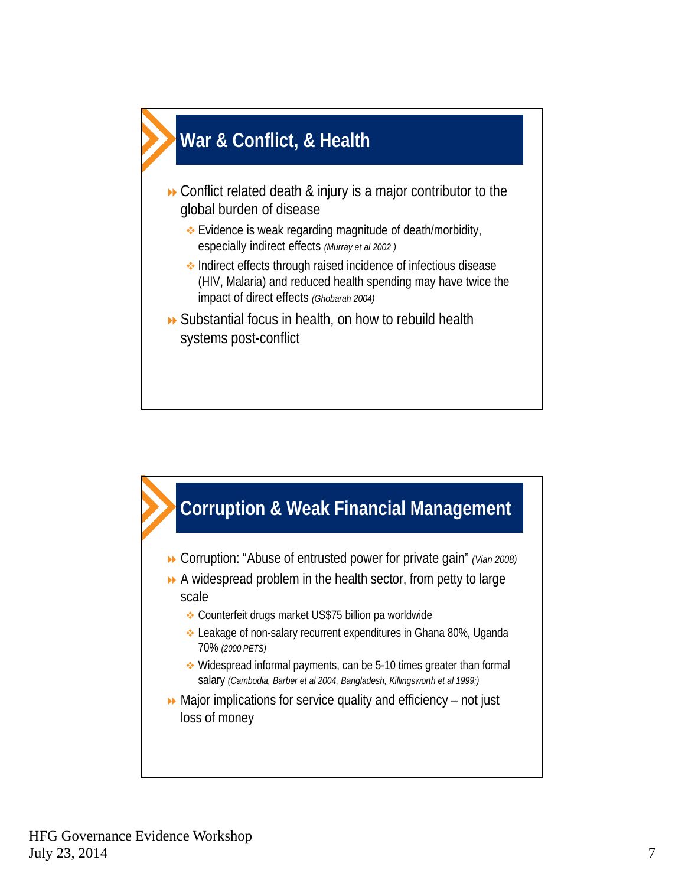## War & Conflict, & Health

- Conflict related death & injury is a major contributor to the global burden of disease
  - Evidence is weak regarding magnitude of death/morbidity, especially indirect effects *(Murray et al 2002 )*
  - Indirect effects through raised incidence of infectious disease (HIV, Malaria) and reduced health spending may have twice the impact of direct effects *(Ghobarah 2004)*
- Substantial focus in health, on how to rebuild health systems post-conflict

## Corruption & Weak Financial Management

- Corruption: "Abuse of entrusted power for private gain" *(Vian 2008)*
- A widespread problem in the health sector, from petty to large scale
  - Counterfeit drugs market US$75 billion pa worldwide
  - Leakage of non-salary recurrent expenditures in Ghana 80%, Uganda 70% *(2000 PETS)*
  - Widespread informal payments, can be 5-10 times greater than formal salary *(Cambodia, Barber et al 2004, Bangladesh, Killingsworth et al 1999;)*
- Major implications for service quality and efficiency – not just loss of money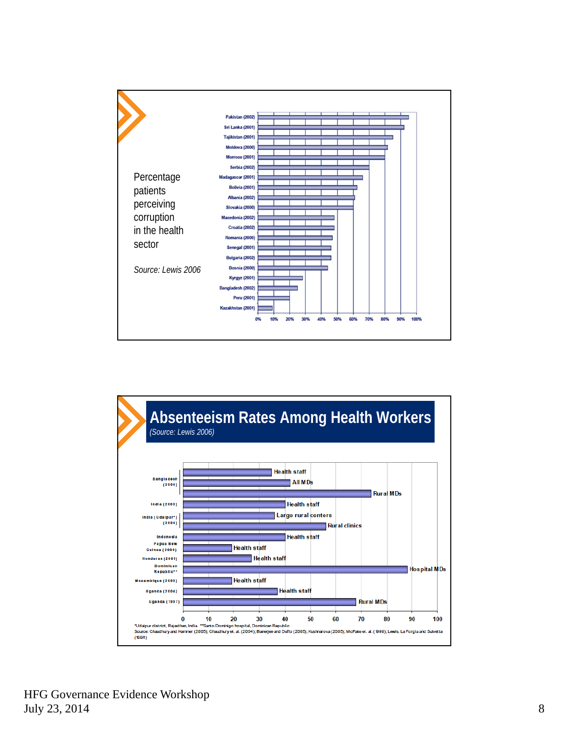Percentage patients perceiving corruption in the health sector

*Source: Lewis 2006*

| Country | Percentage |
|---|---|
| Pakistan (2002) | |
| Sri Lanka (2001) | |
| Tajikistan (2001) | |
| Moldova (2000) | |
| Morroco (2001) | |
| Serbia (2002) | |
| Madagascar (2001) | |
| Bolivia (2001) | |
| Albania (2002) | |
| Slovakia (2000) | |
| Macedonia (2002) | |
| Croatia (2002) | |
| Romania (2000) | |
| Senegal (2001) | |
| Bulgaria (2002) | |
| Bosnia (2000) | |
| Kyrgyz (2001) | |
| Bangladesh (2002) | |
| Peru (2001) | |
| Kazakhstan (2001) | |

0% 10% 20% 30% 40% 50% 60% 70% 80% 90% 100%

# Absenteeism Rates Among Health Workers

*(Source: Lewis 2006)*

| Country | Group |
|---|---|
| Bangladesh (2004) | Health staff |
| | All MDs |
| | Rural MDs |
| India (2003) | Health staff |
| India (Udaipur*) (2004) | Large rural centers |
| | Rural clinics |
| Indonesia | Health staff |
| Papua New Guinea (2000) | Health staff |
| Honduras (2001) | Health staff |
| Dominican Republic** | Hospital MDs |
| Mozambique (2003) | Health staff |
| Uganda (2004) | Health staff |
| Uganda (1997) | Rural MDs |

0 10 20 30 40 50 60 70 80 90 100

*Udaipur district, Rajasthan, India. **Santo Domingo hospital, Dominican Republic
Source: Chaudhury and Hammer (2005); Chaudhury et. al. (2004); Banerjee and Duflo (2005); Kushnarova (2006); McPake et. al. (1999); Lewis, La Forgia and Sulvetta (1996)

HFG Governance Evidence Workshop
July 23, 2014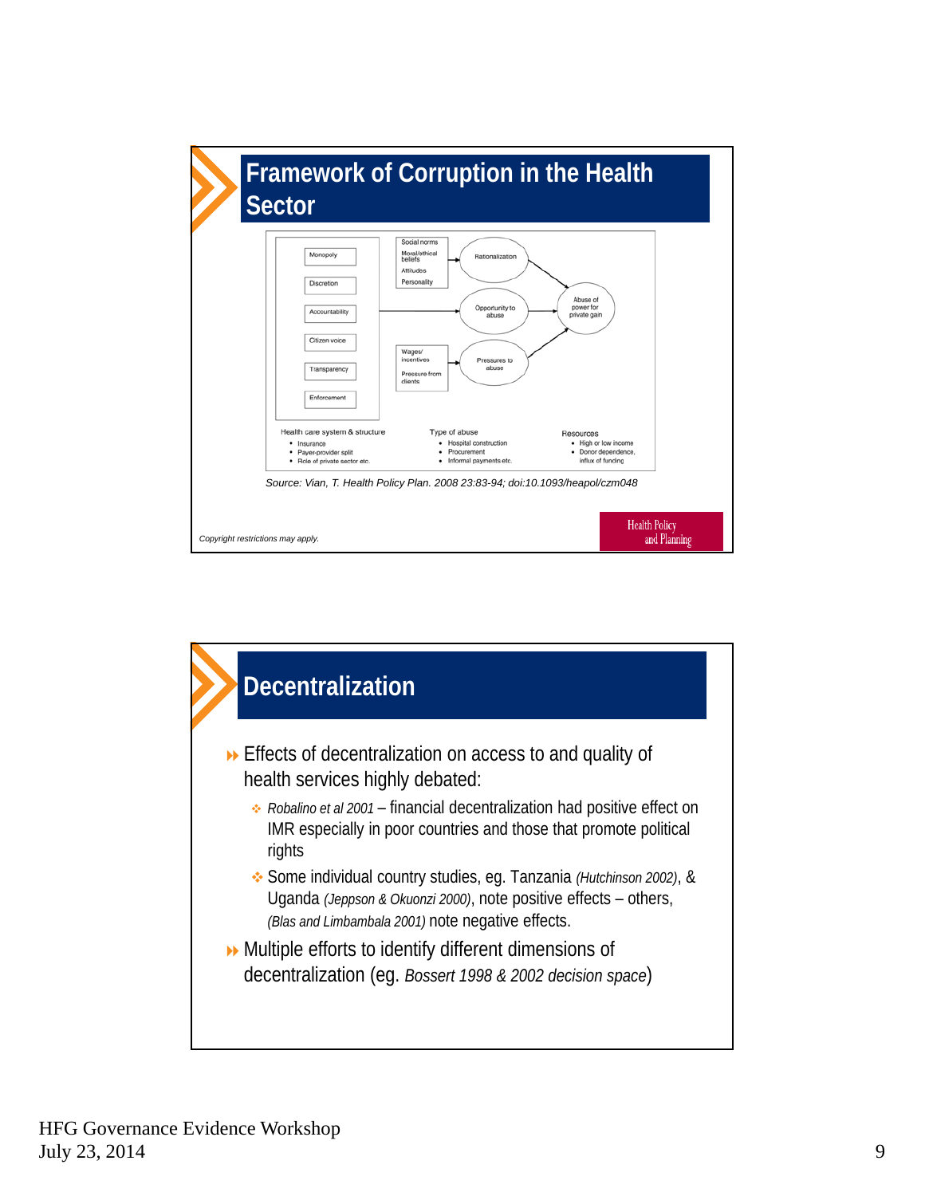## Framework of Corruption in the Health Sector

Monopoly

Discretion

Accountability

Citizen voice

Transparency

Enforcement

Social norms
Moral/ethical beliefs
Attitudes
Personality

Rationalization

Opportunity to abuse

Abuse of power for private gain

Wages/incentives
Pressure from clients

Pressures to abuse

Health care system & structure
- Insurance
- Payer-provider split
- Role of private sector etc.

Type of abuse
- Hospital construction
- Procurement
- Informal payments etc.

Resources
- High or low income
- Donor dependence, influx of funding

*Source: Vian, T. Health Policy Plan. 2008 23:83-94; doi:10.1093/heapol/czm048*

*Copyright restrictions may apply.*

Health Policy and Planning

## Decentralization

- Effects of decentralization on access to and quality of health services highly debated:
  - *Robalino et al 2001* – financial decentralization had positive effect on IMR especially in poor countries and those that promote political rights
  - Some individual country studies, eg. Tanzania *(Hutchinson 2002)*, & Uganda *(Jeppson & Okuonzi 2000)*, note positive effects – others, *(Blas and Limbambala 2001)* note negative effects.
- Multiple efforts to identify different dimensions of decentralization (eg. *Bossert 1998 & 2002 decision space*)

HFG Governance Evidence Workshop
July 23, 2014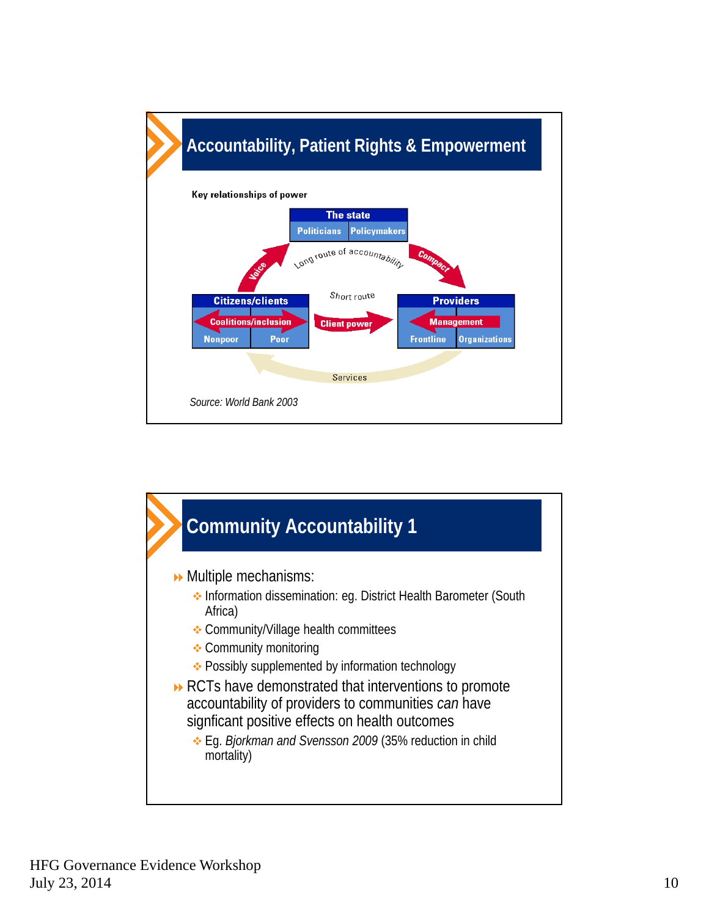## Accountability, Patient Rights & Empowerment

**Key relationships of power**

The state: Politicians | Policymakers

Long route of accountability

Voice — Compact

Short route

Citizens/clients: Coalitions/inclusion — Nonpoor | Poor

Client power

Providers: Management — Frontline | Organizations

Services

*Source: World Bank 2003*

## Community Accountability 1

- Multiple mechanisms:
  - Information dissemination: eg. District Health Barometer (South Africa)
  - Community/Village health committees
  - Community monitoring
  - Possibly supplemented by information technology
- RCTs have demonstrated that interventions to promote accountability of providers to communities *can* have signficant positive effects on health outcomes
  - Eg. *Bjorkman and Svensson 2009* (35% reduction in child mortality)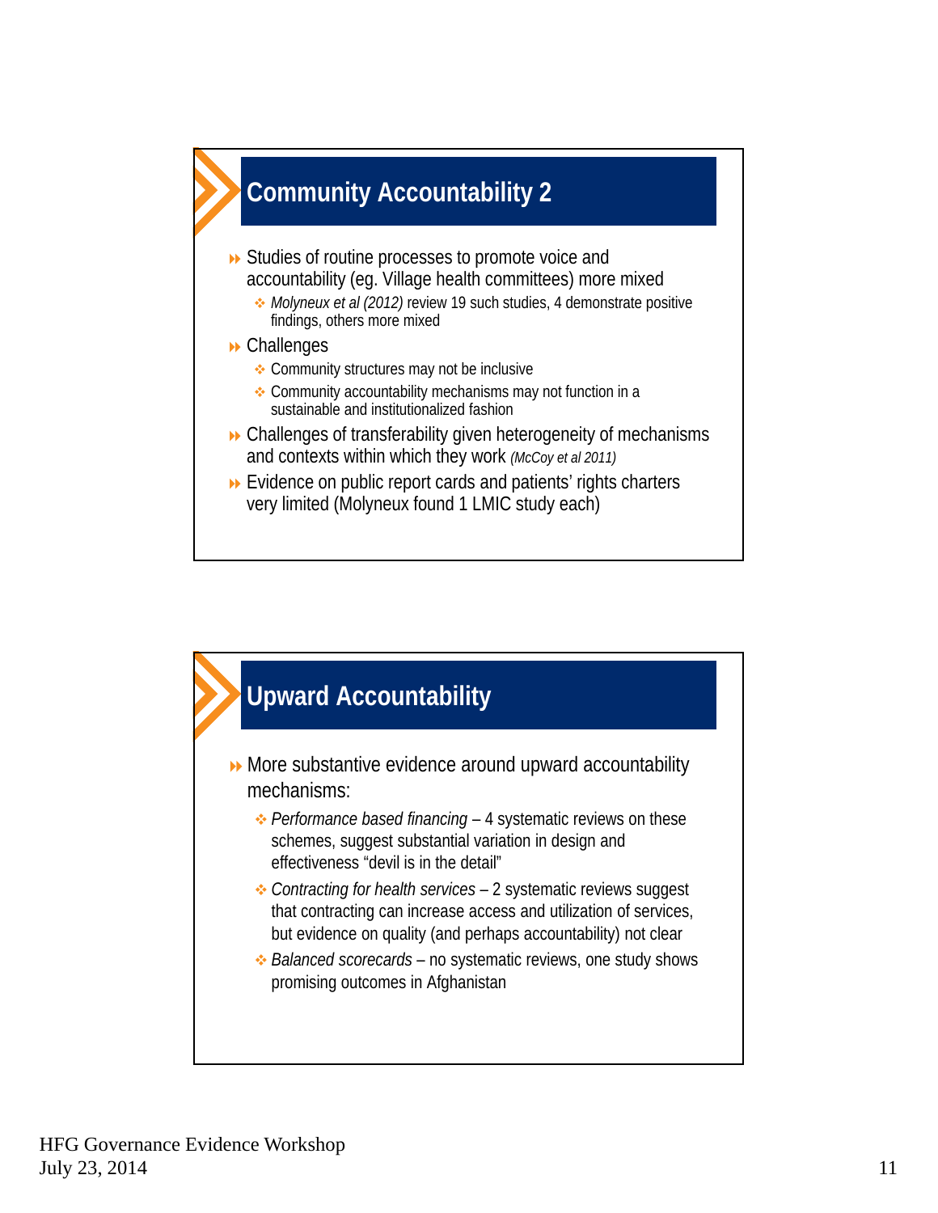## Community Accountability 2

- Studies of routine processes to promote voice and accountability (eg. Village health committees) more mixed
  - *Molyneux et al (2012)* review 19 such studies, 4 demonstrate positive findings, others more mixed
- Challenges
  - Community structures may not be inclusive
  - Community accountability mechanisms may not function in a sustainable and institutionalized fashion
- Challenges of transferability given heterogeneity of mechanisms and contexts within which they work *(McCoy et al 2011)*
- Evidence on public report cards and patients' rights charters very limited (Molyneux found 1 LMIC study each)

## Upward Accountability

- More substantive evidence around upward accountability mechanisms:
  - *Performance based financing* – 4 systematic reviews on these schemes, suggest substantial variation in design and effectiveness "devil is in the detail"
  - *Contracting for health services* – 2 systematic reviews suggest that contracting can increase access and utilization of services, but evidence on quality (and perhaps accountability) not clear
  - *Balanced scorecards* – no systematic reviews, one study shows promising outcomes in Afghanistan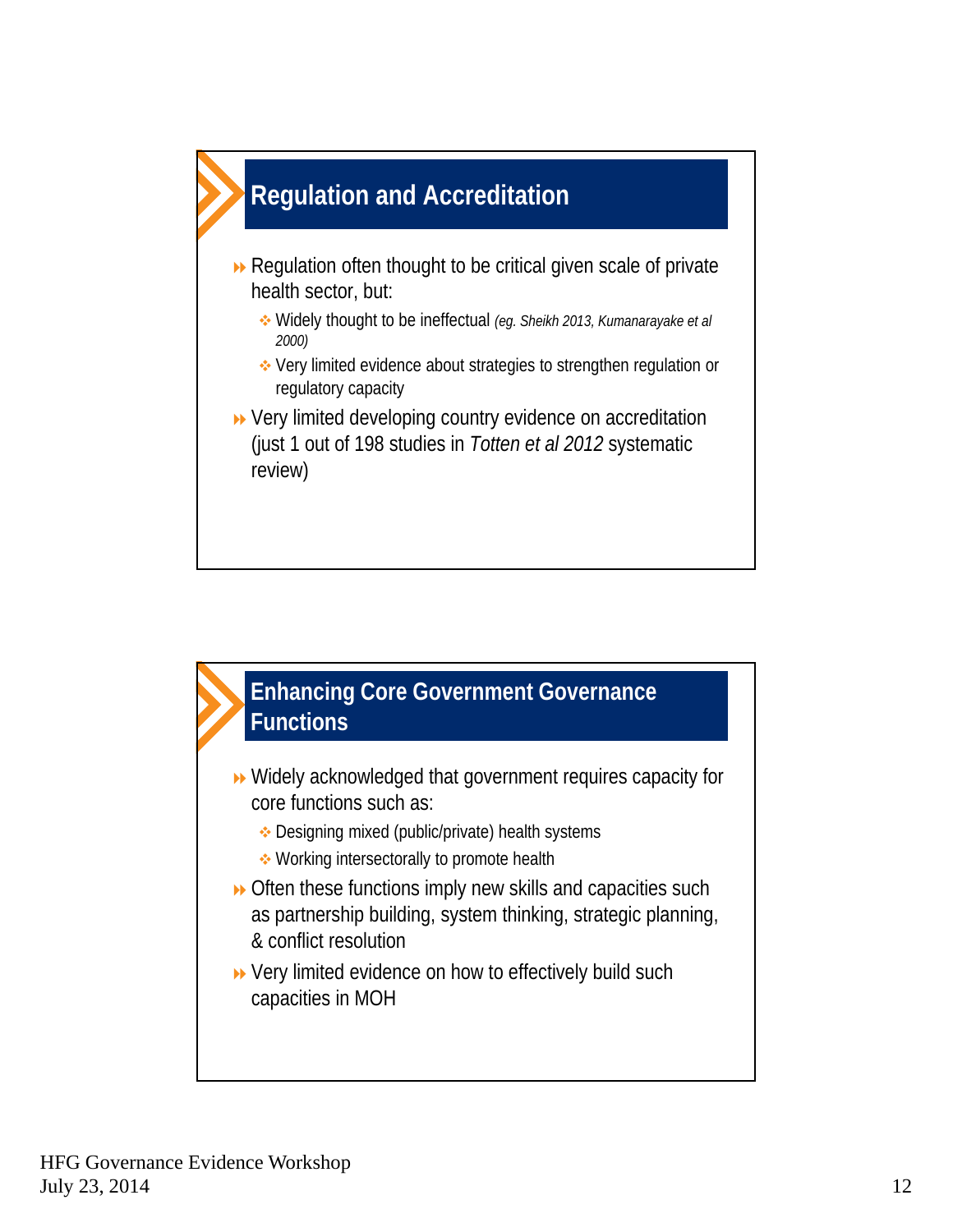## Regulation and Accreditation

- Regulation often thought to be critical given scale of private health sector, but:
  - Widely thought to be ineffectual *(eg. Sheikh 2013, Kumanarayake et al 2000)*
  - Very limited evidence about strategies to strengthen regulation or regulatory capacity
- Very limited developing country evidence on accreditation (just 1 out of 198 studies in *Totten et al 2012* systematic review)

## Enhancing Core Government Governance Functions

- Widely acknowledged that government requires capacity for core functions such as:
  - Designing mixed (public/private) health systems
  - Working intersectorally to promote health
- Often these functions imply new skills and capacities such as partnership building, system thinking, strategic planning, & conflict resolution
- Very limited evidence on how to effectively build such capacities in MOH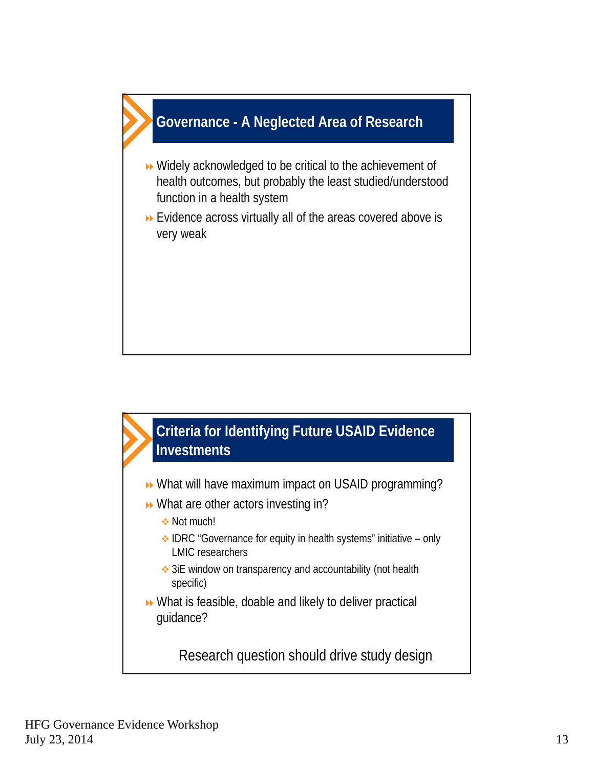## Governance - A Neglected Area of Research

- Widely acknowledged to be critical to the achievement of health outcomes, but probably the least studied/understood function in a health system
- Evidence across virtually all of the areas covered above is very weak

## Criteria for Identifying Future USAID Evidence Investments

- What will have maximum impact on USAID programming?
- What are other actors investing in?
  - Not much!
  - IDRC "Governance for equity in health systems" initiative – only LMIC researchers
  - 3iE window on transparency and accountability (not health specific)
- What is feasible, doable and likely to deliver practical guidance?

Research question should drive study design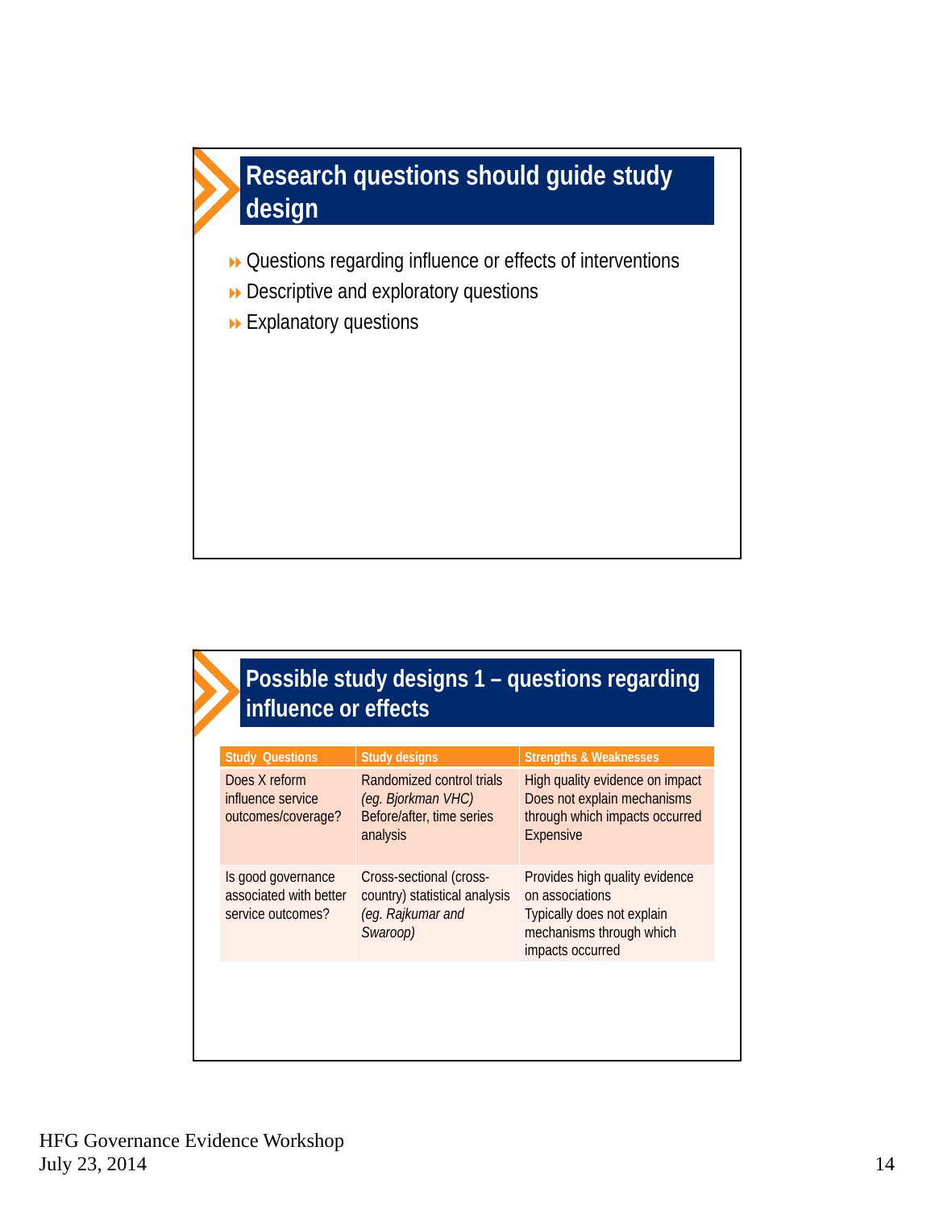## Research questions should guide study design

- Questions regarding influence or effects of interventions
- Descriptive and exploratory questions
- Explanatory questions

## Possible study designs 1 – questions regarding influence or effects

| Study Questions | Study designs | Strengths & Weaknesses |
|---|---|---|
| Does X reform influence service outcomes/coverage? | Randomized control trials *(eg. Bjorkman VHC)* Before/after, time series analysis | High quality evidence on impact Does not explain mechanisms through which impacts occurred Expensive |
| Is good governance associated with better service outcomes? | Cross-sectional (cross-country) statistical analysis *(eg. Rajkumar and Swaroop)* | Provides high quality evidence on associations Typically does not explain mechanisms through which impacts occurred |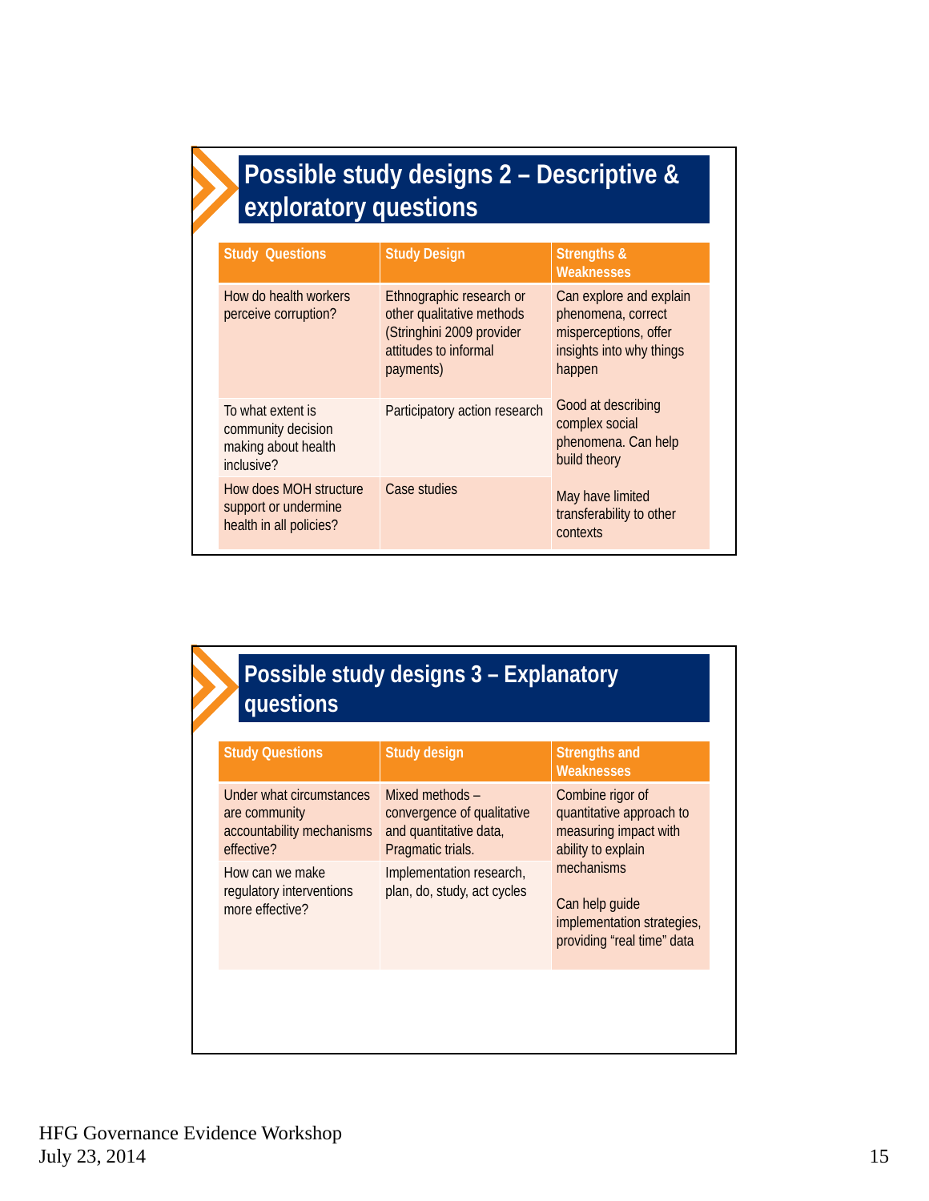## Possible study designs 2 – Descriptive & exploratory questions

| Study Questions | Study Design | Strengths & Weaknesses |
|---|---|---|
| How do health workers perceive corruption? | Ethnographic research or other qualitative methods (Stringhini 2009 provider attitudes to informal payments) | Can explore and explain phenomena, correct misperceptions, offer insights into why things happen |
| To what extent is community decision making about health inclusive? | Participatory action research | Good at describing complex social phenomena. Can help build theory |
| How does MOH structure support or undermine health in all policies? | Case studies | May have limited transferability to other contexts |

## Possible study designs 3 – Explanatory questions

| Study Questions | Study design | Strengths and Weaknesses |
|---|---|---|
| Under what circumstances are community accountability mechanisms effective? | Mixed methods – convergence of qualitative and quantitative data, Pragmatic trials. | Combine rigor of quantitative approach to measuring impact with ability to explain mechanisms |
| How can we make regulatory interventions more effective? | Implementation research, plan, do, study, act cycles | Can help guide implementation strategies, providing "real time" data |

HFG Governance Evidence Workshop
July 23, 2014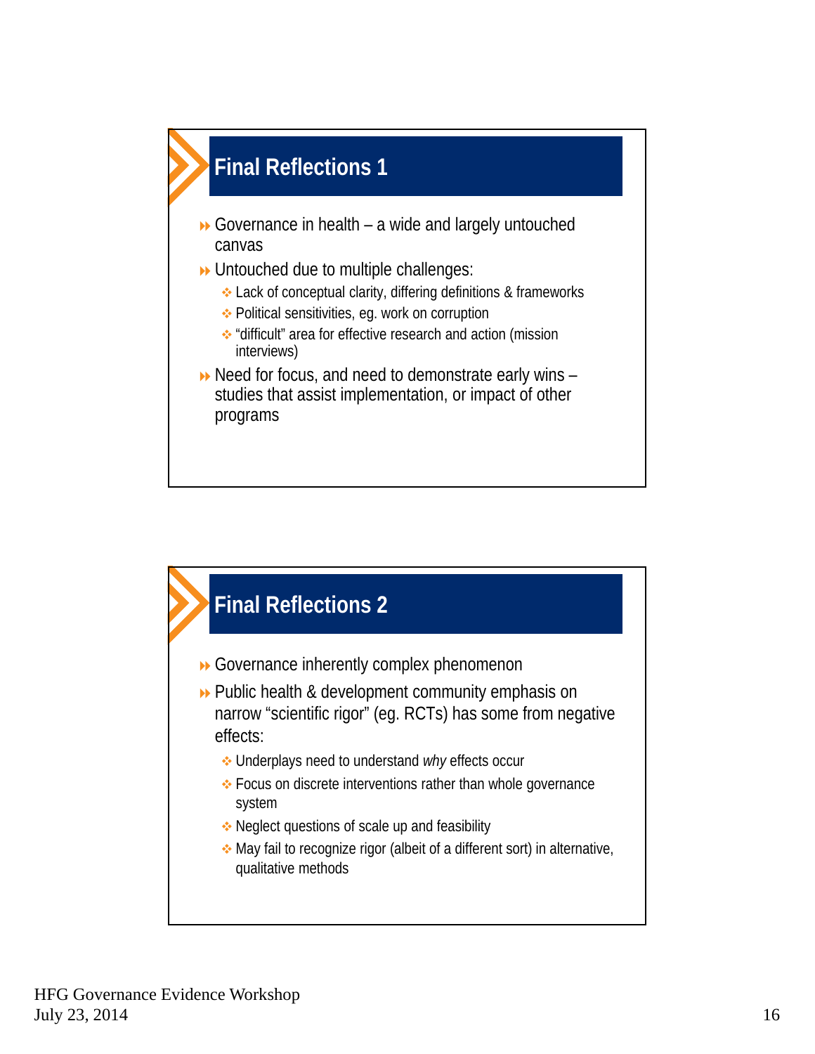## Final Reflections 1

- Governance in health – a wide and largely untouched canvas
- Untouched due to multiple challenges:
  - Lack of conceptual clarity, differing definitions & frameworks
  - Political sensitivities, eg. work on corruption
  - "difficult" area for effective research and action (mission interviews)
- Need for focus, and need to demonstrate early wins – studies that assist implementation, or impact of other programs

## Final Reflections 2

- Governance inherently complex phenomenon
- Public health & development community emphasis on narrow "scientific rigor" (eg. RCTs) has some from negative effects:
  - Underplays need to understand *why* effects occur
  - Focus on discrete interventions rather than whole governance system
  - Neglect questions of scale up and feasibility
  - May fail to recognize rigor (albeit of a different sort) in alternative, qualitative methods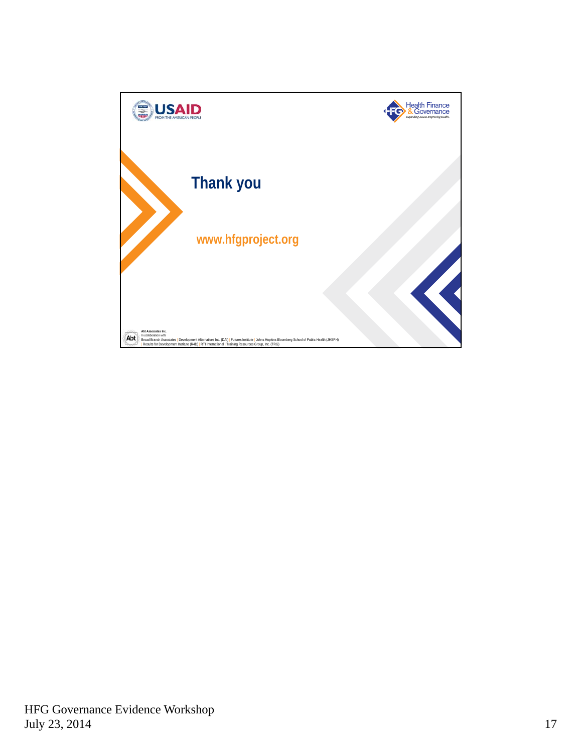USAID
FROM THE AMERICAN PEOPLE

Health Finance & Governance
*Expanding Access. Improving Health.*

# Thank you

www.hfgproject.org

**Abt Associates Inc.**
*In collaboration with:*
Broad Branch Associates | Development Alternatives Inc. (DAI) | Futures Institute | Johns Hopkins Bloomberg School of Public Health (JHSPH) | Results for Development Institute (R4D) | RTI International | Training Resources Group, Inc. (TRG)